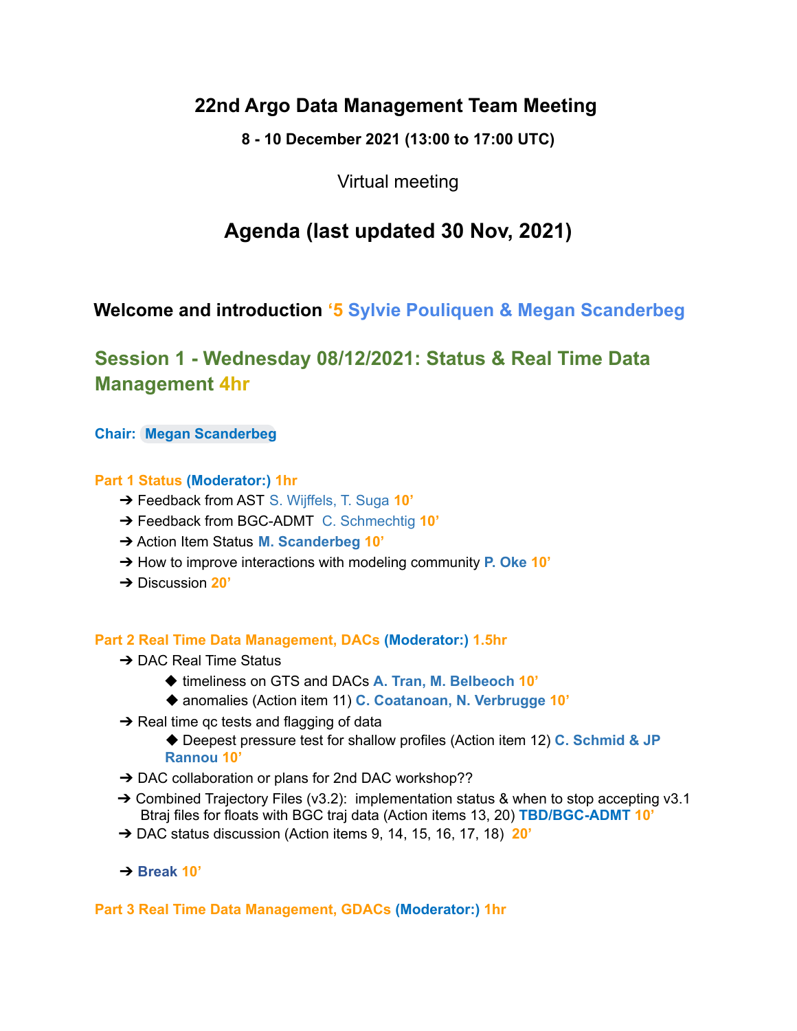# 22nd Argo Data Management Team Meeting

**8 - 10 December 2021 (13:00 to 17:00 UTC)**

Virtual meeting

## Agenda (last updated 30 Nov, 2021)

**Welcome and introduction ‘5 Sylvie Pouliquen & Megan Scanderbeg**

## Session 1 - Wednesday 08/12/2021: Status & Real Time Data Management 4hr

**Chair: Megan Scanderbeg**

**Part 1 Status (Moderator:) 1hr**

- ➔ Feedback from AST S. Wijffels, T. Suga **10’**
- ➔ Feedback from BGC-ADMT C. Schmechtig **10’**
- ➔ Action Item Status **M. Scanderbeg 10’**
- ➔ How to improve interactions with modeling community **P. Oke 10’**
- ➔ Discussion **20’**

**Part 2 Real Time Data Management, DACs (Moderator:) 1.5hr**

- ➔ DAC Real Time Status
  - ◆ timeliness on GTS and DACs **A. Tran, M. Belbeoch 10’**
  - ◆ anomalies (Action item 11) **C. Coatanoan, N. Verbrugge 10’**
- ➔ Real time qc tests and flagging of data
  - ◆ Deepest pressure test for shallow profiles (Action item 12) **C. Schmid & JP Rannou 10’**
- ➔ DAC collaboration or plans for 2nd DAC workshop??
- ➔ Combined Trajectory Files (v3.2): implementation status & when to stop accepting v3.1 Btraj files for floats with BGC traj data (Action items 13, 20) **TBD/BGC-ADMT 10’**
- ➔ DAC status discussion (Action items 9, 14, 15, 16, 17, 18) **20’**

- ➔ **Break 10’**

**Part 3 Real Time Data Management, GDACs (Moderator:) 1hr**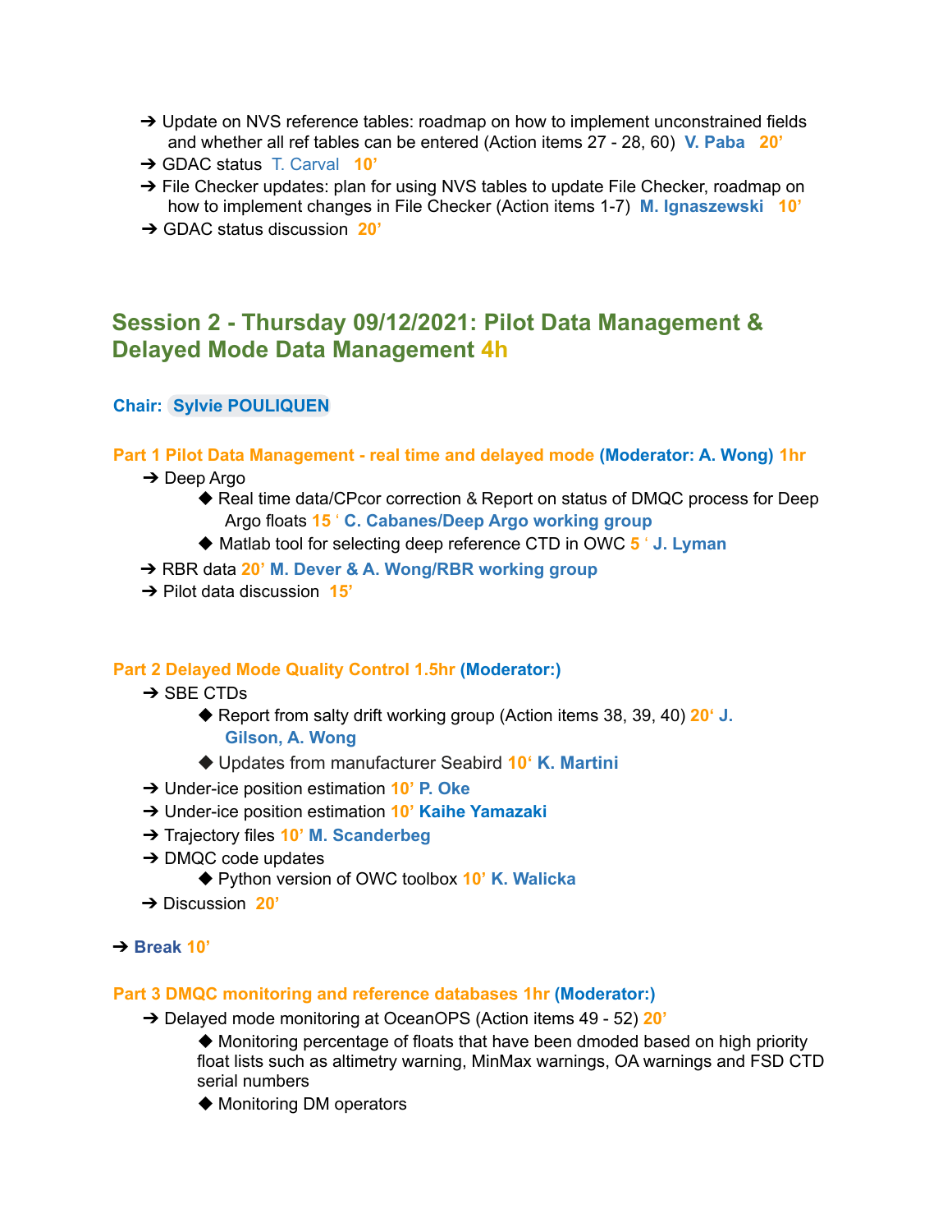- ➔ Update on NVS reference tables: roadmap on how to implement unconstrained fields and whether all ref tables can be entered (Action items 27 - 28, 60) **V. Paba** **20'**
- ➔ GDAC status T. Carval **10'**
- ➔ File Checker updates: plan for using NVS tables to update File Checker, roadmap on how to implement changes in File Checker (Action items 1-7) **M. Ignaszewski** **10'**
- ➔ GDAC status discussion **20'**

## Session 2 - Thursday 09/12/2021: Pilot Data Management & Delayed Mode Data Management 4h

**Chair: Sylvie POULIQUEN**

### Part 1 Pilot Data Management - real time and delayed mode (Moderator: A. Wong) 1hr

- ➔ Deep Argo
  - ◆ Real time data/CPcor correction & Report on status of DMQC process for Deep Argo floats **15 '** **C. Cabanes/Deep Argo working group**
  - ◆ Matlab tool for selecting deep reference CTD in OWC **5 '** **J. Lyman**
- ➔ RBR data **20'** **M. Dever & A. Wong/RBR working group**
- ➔ Pilot data discussion **15'**

### Part 2 Delayed Mode Quality Control 1.5hr (Moderator:)

- ➔ SBE CTDs
  - ◆ Report from salty drift working group (Action items 38, 39, 40) **20'** **J. Gilson, A. Wong**
  - ◆ Updates from manufacturer Seabird **10'** **K. Martini**
- ➔ Under-ice position estimation **10'** **P. Oke**
- ➔ Under-ice position estimation **10'** **Kaihe Yamazaki**
- ➔ Trajectory files **10'** **M. Scanderbeg**
- ➔ DMQC code updates
  - ◆ Python version of OWC toolbox **10'** **K. Walicka**
- ➔ Discussion **20'**

➔ **Break 10'**

### Part 3 DMQC monitoring and reference databases 1hr (Moderator:)

- ➔ Delayed mode monitoring at OceanOPS (Action items 49 - 52) **20'**
  - ◆ Monitoring percentage of floats that have been dmoded based on high priority float lists such as altimetry warning, MinMax warnings, OA warnings and FSD CTD serial numbers
  - ◆ Monitoring DM operators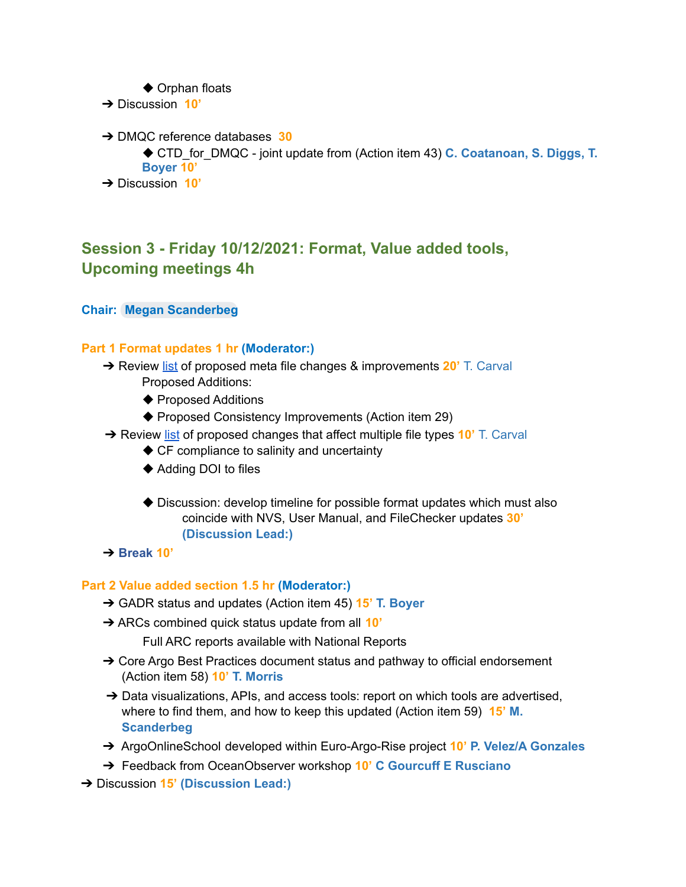- Orphan floats
- ➔ Discussion **10'**

- ➔ DMQC reference databases **30**
  - CTD_for_DMQC - joint update from (Action item 43) **C. Coatanoan, S. Diggs, T. Boyer 10'**
- ➔ Discussion **10'**

## Session 3 - Friday 10/12/2021: Format, Value added tools, Upcoming meetings 4h

**Chair: Megan Scanderberg**

**Part 1 Format updates 1 hr (Moderator:)**

- ➔ Review list of proposed meta file changes & improvements **20'** T. Carval

  Proposed Additions:
  - Proposed Additions
  - Proposed Consistency Improvements (Action item 29)
- ➔ Review list of proposed changes that affect multiple file types **10'** T. Carval
  - CF compliance to salinity and uncertainty
  - Adding DOI to files
  - Discussion: develop timeline for possible format updates which must also coincide with NVS, User Manual, and FileChecker updates **30'** **(Discussion Lead:)**
- ➔ **Break 10'**

**Part 2 Value added section 1.5 hr (Moderator:)**

- ➔ GADR status and updates (Action item 45) **15' T. Boyer**
- ➔ ARCs combined quick status update from all **10'**

  Full ARC reports available with National Reports
- ➔ Core Argo Best Practices document status and pathway to official endorsement (Action item 58) **10' T. Morris**
- ➔ Data visualizations, APIs, and access tools: report on which tools are advertised, where to find them, and how to keep this updated (Action item 59) **15' M. Scanderbeg**
- ➔ ArgoOnlineSchool developed within Euro-Argo-Rise project **10' P. Velez/A Gonzales**
- ➔ Feedback from OceanObserver workshop **10' C Gourcuff E Rusciano**

➔ Discussion **15' (Discussion Lead:)**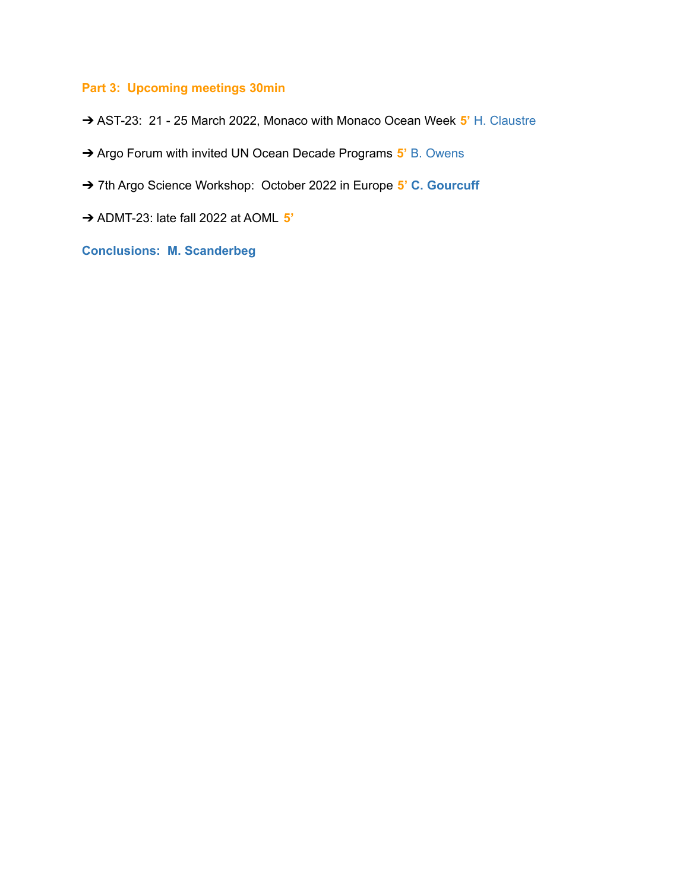**Part 3: Upcoming meetings 30min**

➔ AST-23: 21 - 25 March 2022, Monaco with Monaco Ocean Week **5’** H. Claustre

➔ Argo Forum with invited UN Ocean Decade Programs **5’** B. Owens

➔ 7th Argo Science Workshop: October 2022 in Europe **5’** **C. Gourcuff**

➔ ADMT-23: late fall 2022 at AOML **5’**

**Conclusions: M. Scanderbeg**